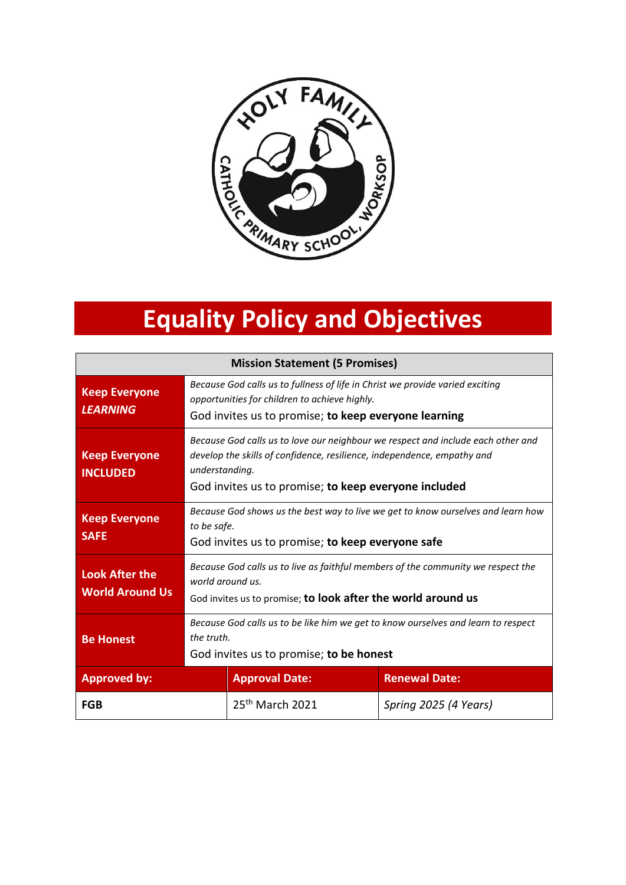# Equality Policy and Objectives

| Mission Statement (5 Promises) | |
|---|---|
| **Keep Everyone *LEARNING*** | *Because God calls us to fullness of life in Christ we provide varied exciting opportunities for children to achieve highly.* God invites us to promise; **to keep everyone learning** |
| **Keep Everyone INCLUDED** | *Because God calls us to love our neighbour we respect and include each other and develop the skills of confidence, resilience, independence, empathy and understanding.* God invites us to promise; **to keep everyone included** |
| **Keep Everyone SAFE** | *Because God shows us the best way to live we get to know ourselves and learn how to be safe.* God invites us to promise; **to keep everyone safe** |
| **Look After the World Around Us** | *Because God calls us to live as faithful members of the community we respect the world around us.* God invites us to promise; **to look after the world around us** |
| **Be Honest** | *Because God calls us to be like him we get to know ourselves and learn to respect the truth.* God invites us to promise; **to be honest** |

| Approved by: | Approval Date: | Renewal Date: |
|---|---|---|
| **FGB** | 25th March 2021 | *Spring 2025 (4 Years)* |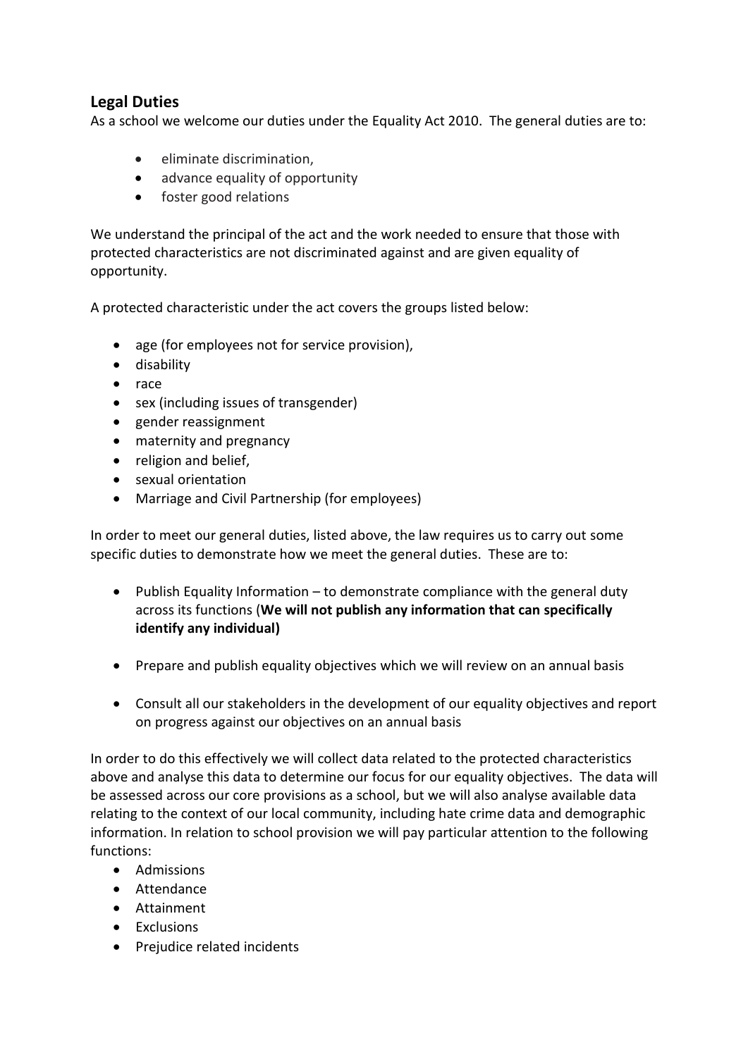## Legal Duties

As a school we welcome our duties under the Equality Act 2010. The general duties are to:

- eliminate discrimination,
- advance equality of opportunity
- foster good relations

We understand the principal of the act and the work needed to ensure that those with protected characteristics are not discriminated against and are given equality of opportunity.

A protected characteristic under the act covers the groups listed below:

- age (for employees not for service provision),
- disability
- race
- sex (including issues of transgender)
- gender reassignment
- maternity and pregnancy
- religion and belief,
- sexual orientation
- Marriage and Civil Partnership (for employees)

In order to meet our general duties, listed above, the law requires us to carry out some specific duties to demonstrate how we meet the general duties. These are to:

- Publish Equality Information – to demonstrate compliance with the general duty across its functions (**We will not publish any information that can specifically identify any individual)**

- Prepare and publish equality objectives which we will review on an annual basis

- Consult all our stakeholders in the development of our equality objectives and report on progress against our objectives on an annual basis

In order to do this effectively we will collect data related to the protected characteristics above and analyse this data to determine our focus for our equality objectives. The data will be assessed across our core provisions as a school, but we will also analyse available data relating to the context of our local community, including hate crime data and demographic information. In relation to school provision we will pay particular attention to the following functions:

- Admissions
- Attendance
- Attainment
- Exclusions
- Prejudice related incidents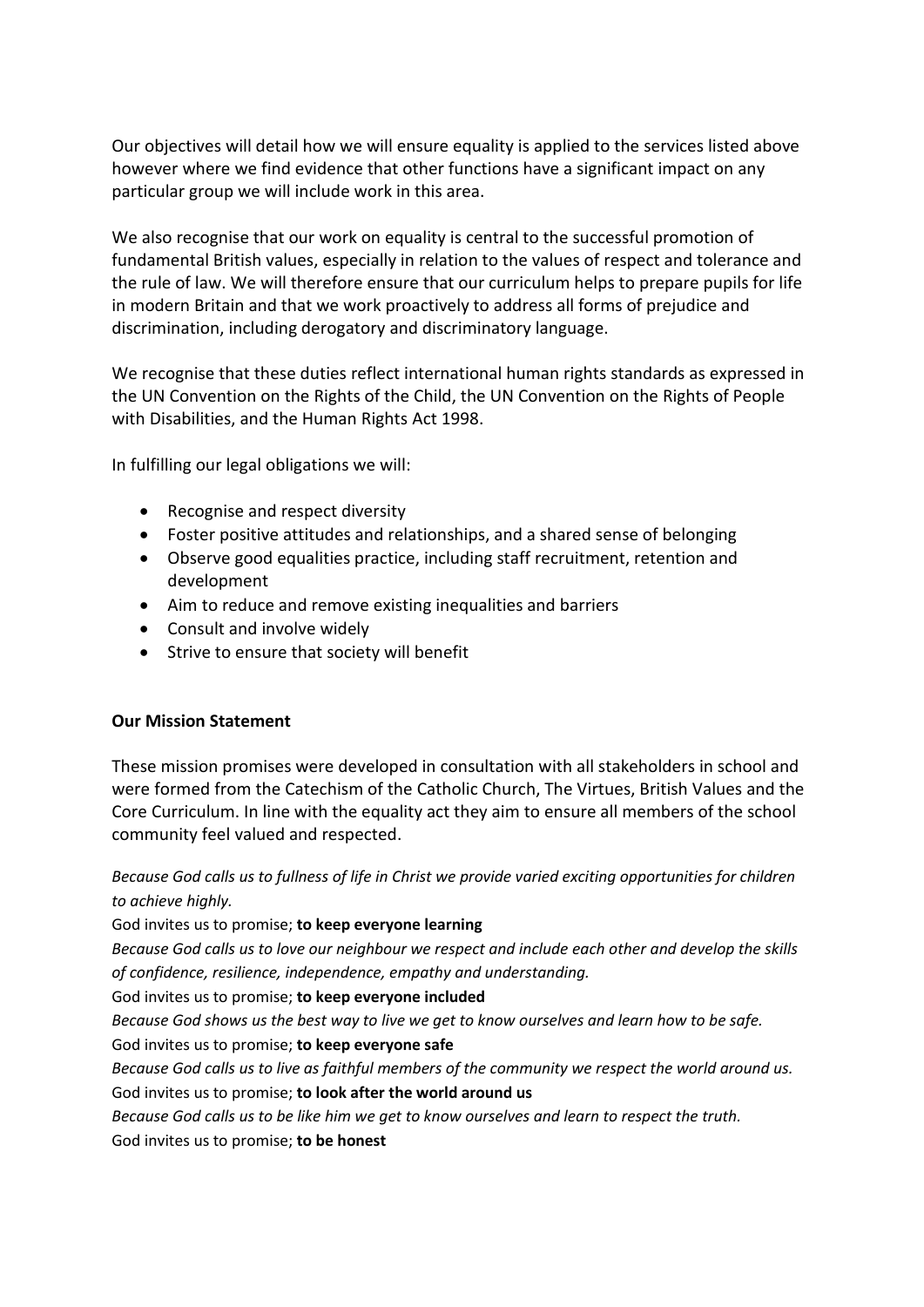Our objectives will detail how we will ensure equality is applied to the services listed above however where we find evidence that other functions have a significant impact on any particular group we will include work in this area.

We also recognise that our work on equality is central to the successful promotion of fundamental British values, especially in relation to the values of respect and tolerance and the rule of law. We will therefore ensure that our curriculum helps to prepare pupils for life in modern Britain and that we work proactively to address all forms of prejudice and discrimination, including derogatory and discriminatory language.

We recognise that these duties reflect international human rights standards as expressed in the UN Convention on the Rights of the Child, the UN Convention on the Rights of People with Disabilities, and the Human Rights Act 1998.

In fulfilling our legal obligations we will:

- Recognise and respect diversity
- Foster positive attitudes and relationships, and a shared sense of belonging
- Observe good equalities practice, including staff recruitment, retention and development
- Aim to reduce and remove existing inequalities and barriers
- Consult and involve widely
- Strive to ensure that society will benefit

**Our Mission Statement**

These mission promises were developed in consultation with all stakeholders in school and were formed from the Catechism of the Catholic Church, The Virtues, British Values and the Core Curriculum. In line with the equality act they aim to ensure all members of the school community feel valued and respected.

*Because God calls us to fullness of life in Christ we provide varied exciting opportunities for children to achieve highly.*

God invites us to promise; **to keep everyone learning**

*Because God calls us to love our neighbour we respect and include each other and develop the skills of confidence, resilience, independence, empathy and understanding.*

God invites us to promise; **to keep everyone included**

*Because God shows us the best way to live we get to know ourselves and learn how to be safe.*

God invites us to promise; **to keep everyone safe**

*Because God calls us to live as faithful members of the community we respect the world around us.*

God invites us to promise; **to look after the world around us**

*Because God calls us to be like him we get to know ourselves and learn to respect the truth.*

God invites us to promise; **to be honest**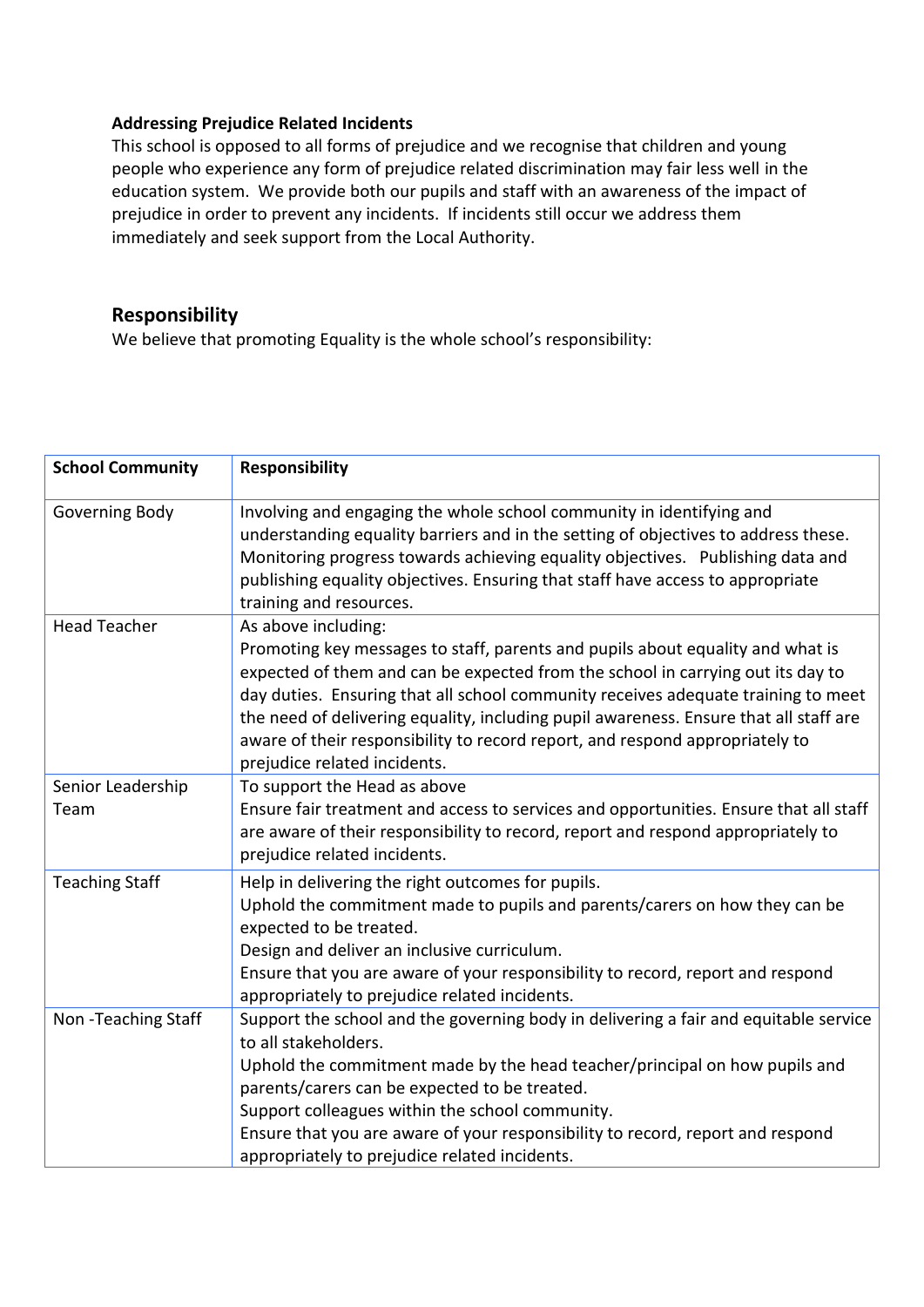**Addressing Prejudice Related Incidents**

This school is opposed to all forms of prejudice and we recognise that children and young people who experience any form of prejudice related discrimination may fair less well in the education system. We provide both our pupils and staff with an awareness of the impact of prejudice in order to prevent any incidents. If incidents still occur we address them immediately and seek support from the Local Authority.

## Responsibility

We believe that promoting Equality is the whole school's responsibility:

| School Community | Responsibility |
|---|---|
| Governing Body | Involving and engaging the whole school community in identifying and understanding equality barriers and in the setting of objectives to address these. Monitoring progress towards achieving equality objectives. Publishing data and publishing equality objectives. Ensuring that staff have access to appropriate training and resources. |
| Head Teacher | As above including:<br>Promoting key messages to staff, parents and pupils about equality and what is expected of them and can be expected from the school in carrying out its day to day duties. Ensuring that all school community receives adequate training to meet the need of delivering equality, including pupil awareness. Ensure that all staff are aware of their responsibility to record report, and respond appropriately to prejudice related incidents. |
| Senior Leadership Team | To support the Head as above<br>Ensure fair treatment and access to services and opportunities. Ensure that all staff are aware of their responsibility to record, report and respond appropriately to prejudice related incidents. |
| Teaching Staff | Help in delivering the right outcomes for pupils.<br>Uphold the commitment made to pupils and parents/carers on how they can be expected to be treated.<br>Design and deliver an inclusive curriculum.<br>Ensure that you are aware of your responsibility to record, report and respond appropriately to prejudice related incidents. |
| Non -Teaching Staff | Support the school and the governing body in delivering a fair and equitable service to all stakeholders.<br>Uphold the commitment made by the head teacher/principal on how pupils and parents/carers can be expected to be treated.<br>Support colleagues within the school community.<br>Ensure that you are aware of your responsibility to record, report and respond appropriately to prejudice related incidents. |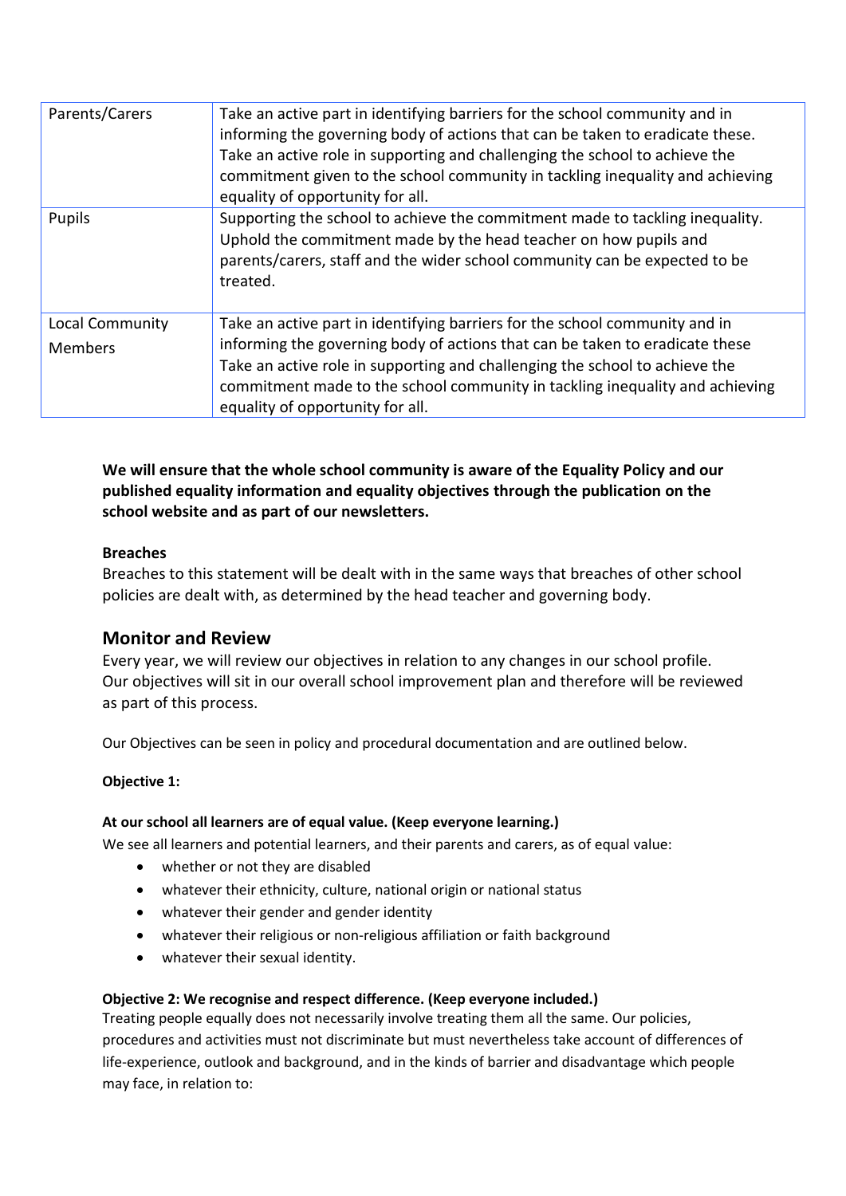| Parents/Carers | Take an active part in identifying barriers for the school community and in informing the governing body of actions that can be taken to eradicate these. Take an active role in supporting and challenging the school to achieve the commitment given to the school community in tackling inequality and achieving equality of opportunity for all. |
|---|---|
| Pupils | Supporting the school to achieve the commitment made to tackling inequality. Uphold the commitment made by the head teacher on how pupils and parents/carers, staff and the wider school community can be expected to be treated. |
| Local Community Members | Take an active part in identifying barriers for the school community and in informing the governing body of actions that can be taken to eradicate these Take an active role in supporting and challenging the school to achieve the commitment made to the school community in tackling inequality and achieving equality of opportunity for all. |

**We will ensure that the whole school community is aware of the Equality Policy and our published equality information and equality objectives through the publication on the school website and as part of our newsletters.**

**Breaches**

Breaches to this statement will be dealt with in the same ways that breaches of other school policies are dealt with, as determined by the head teacher and governing body.

## Monitor and Review

Every year, we will review our objectives in relation to any changes in our school profile. Our objectives will sit in our overall school improvement plan and therefore will be reviewed as part of this process.

Our Objectives can be seen in policy and procedural documentation and are outlined below.

**Objective 1:**

**At our school all learners are of equal value. (Keep everyone learning.)**

We see all learners and potential learners, and their parents and carers, as of equal value:

- whether or not they are disabled
- whatever their ethnicity, culture, national origin or national status
- whatever their gender and gender identity
- whatever their religious or non-religious affiliation or faith background
- whatever their sexual identity.

**Objective 2: We recognise and respect difference. (Keep everyone included.)**

Treating people equally does not necessarily involve treating them all the same. Our policies, procedures and activities must not discriminate but must nevertheless take account of differences of life-experience, outlook and background, and in the kinds of barrier and disadvantage which people may face, in relation to: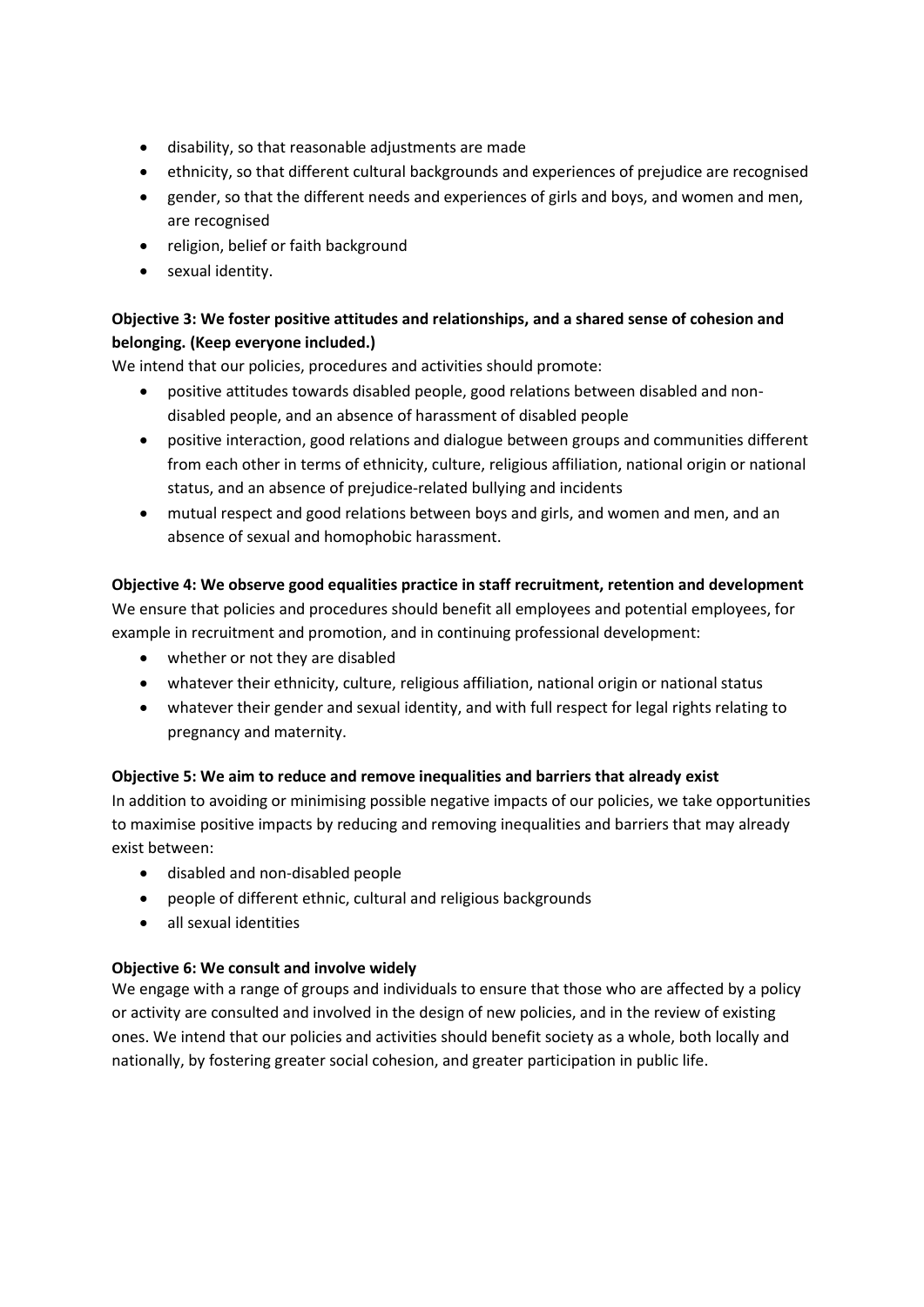- disability, so that reasonable adjustments are made
- ethnicity, so that different cultural backgrounds and experiences of prejudice are recognised
- gender, so that the different needs and experiences of girls and boys, and women and men, are recognised
- religion, belief or faith background
- sexual identity.

**Objective 3: We foster positive attitudes and relationships, and a shared sense of cohesion and belonging. (Keep everyone included.)**

We intend that our policies, procedures and activities should promote:

- positive attitudes towards disabled people, good relations between disabled and non-disabled people, and an absence of harassment of disabled people
- positive interaction, good relations and dialogue between groups and communities different from each other in terms of ethnicity, culture, religious affiliation, national origin or national status, and an absence of prejudice-related bullying and incidents
- mutual respect and good relations between boys and girls, and women and men, and an absence of sexual and homophobic harassment.

**Objective 4: We observe good equalities practice in staff recruitment, retention and development**

We ensure that policies and procedures should benefit all employees and potential employees, for example in recruitment and promotion, and in continuing professional development:

- whether or not they are disabled
- whatever their ethnicity, culture, religious affiliation, national origin or national status
- whatever their gender and sexual identity, and with full respect for legal rights relating to pregnancy and maternity.

**Objective 5: We aim to reduce and remove inequalities and barriers that already exist**

In addition to avoiding or minimising possible negative impacts of our policies, we take opportunities to maximise positive impacts by reducing and removing inequalities and barriers that may already exist between:

- disabled and non-disabled people
- people of different ethnic, cultural and religious backgrounds
- all sexual identities

**Objective 6: We consult and involve widely**

We engage with a range of groups and individuals to ensure that those who are affected by a policy or activity are consulted and involved in the design of new policies, and in the review of existing ones. We intend that our policies and activities should benefit society as a whole, both locally and nationally, by fostering greater social cohesion, and greater participation in public life.